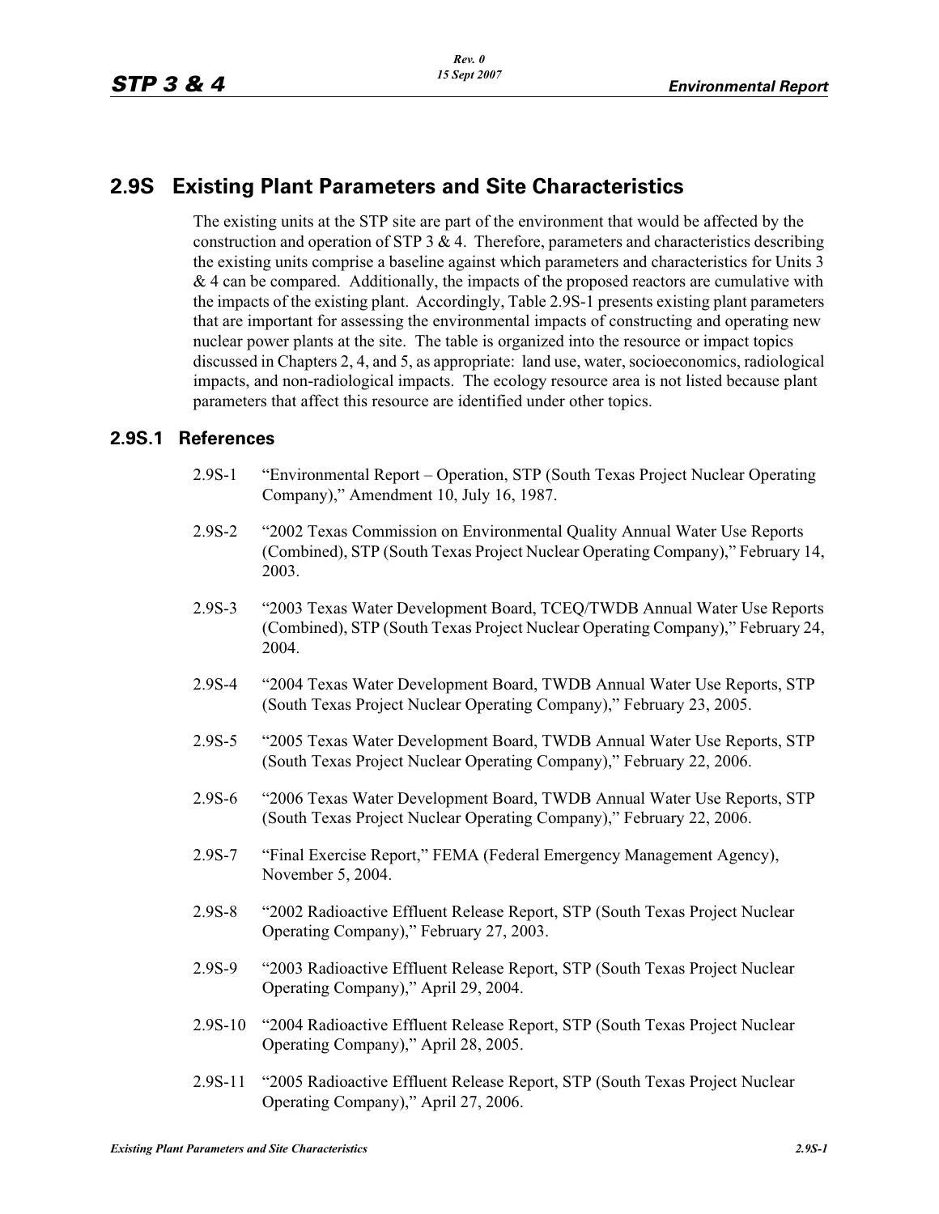## 2.9S Existing Plant Parameters and Site Characteristics

The existing units at the STP site are part of the environment that would be affected by the construction and operation of STP 3 & 4. Therefore, parameters and characteristics describing the existing units comprise a baseline against which parameters and characteristics for Units 3 & 4 can be compared. Additionally, the impacts of the proposed reactors are cumulative with the impacts of the existing plant. Accordingly, Table 2.9S-1 presents existing plant parameters that are important for assessing the environmental impacts of constructing and operating new nuclear power plants at the site. The table is organized into the resource or impact topics discussed in Chapters 2, 4, and 5, as appropriate: land use, water, socioeconomics, radiological impacts, and non-radiological impacts. The ecology resource area is not listed because plant parameters that affect this resource are identified under other topics.

### 2.9S.1 References

2.9S-1 "Environmental Report – Operation, STP (South Texas Project Nuclear Operating Company)," Amendment 10, July 16, 1987.

2.9S-2 "2002 Texas Commission on Environmental Quality Annual Water Use Reports (Combined), STP (South Texas Project Nuclear Operating Company)," February 14, 2003.

2.9S-3 "2003 Texas Water Development Board, TCEQ/TWDB Annual Water Use Reports (Combined), STP (South Texas Project Nuclear Operating Company)," February 24, 2004.

2.9S-4 "2004 Texas Water Development Board, TWDB Annual Water Use Reports, STP (South Texas Project Nuclear Operating Company)," February 23, 2005.

2.9S-5 "2005 Texas Water Development Board, TWDB Annual Water Use Reports, STP (South Texas Project Nuclear Operating Company)," February 22, 2006.

2.9S-6 "2006 Texas Water Development Board, TWDB Annual Water Use Reports, STP (South Texas Project Nuclear Operating Company)," February 22, 2006.

2.9S-7 "Final Exercise Report," FEMA (Federal Emergency Management Agency), November 5, 2004.

2.9S-8 "2002 Radioactive Effluent Release Report, STP (South Texas Project Nuclear Operating Company)," February 27, 2003.

2.9S-9 "2003 Radioactive Effluent Release Report, STP (South Texas Project Nuclear Operating Company)," April 29, 2004.

2.9S-10 "2004 Radioactive Effluent Release Report, STP (South Texas Project Nuclear Operating Company)," April 28, 2005.

2.9S-11 "2005 Radioactive Effluent Release Report, STP (South Texas Project Nuclear Operating Company)," April 27, 2006.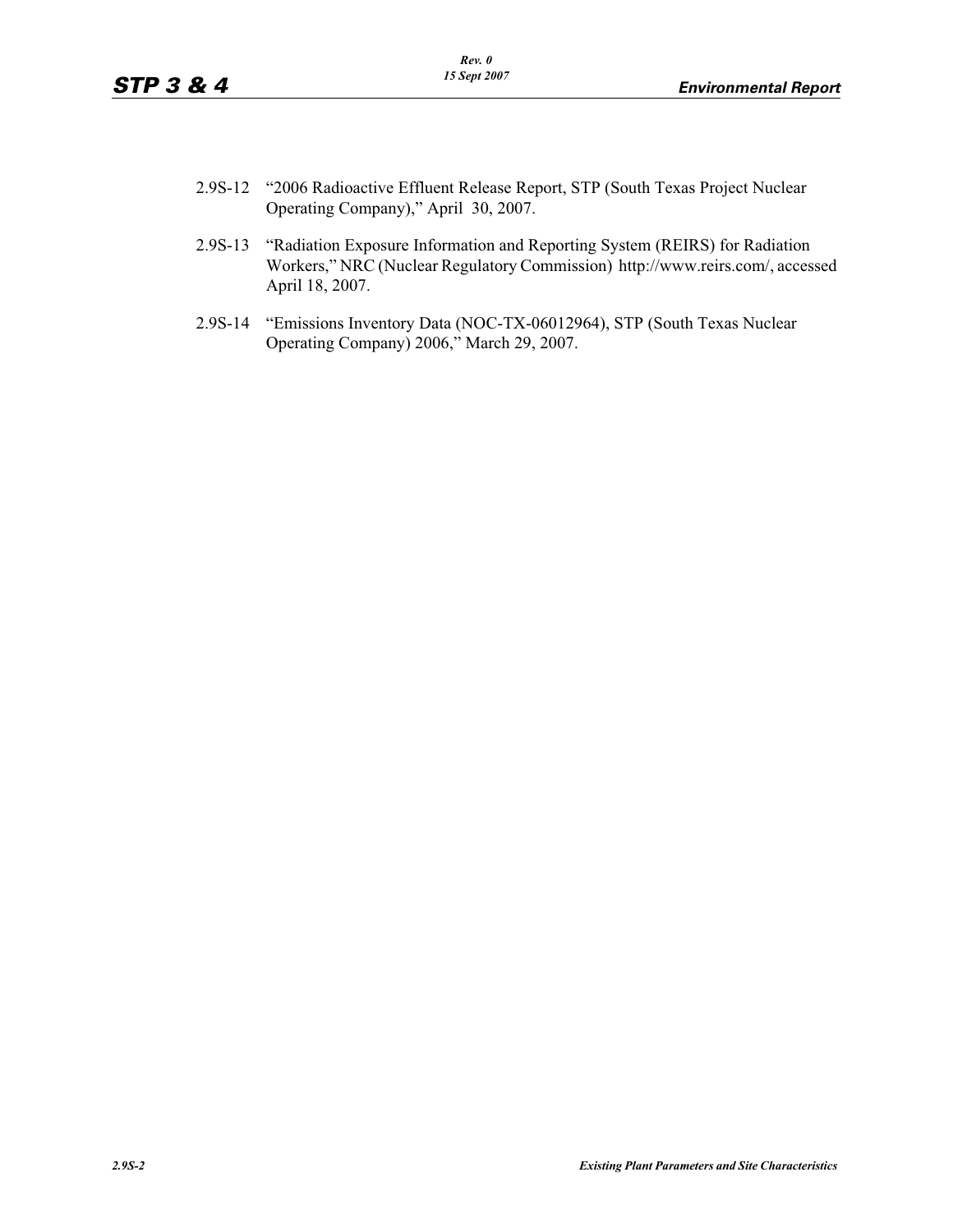2.9S-12 "2006 Radioactive Effluent Release Report, STP (South Texas Project Nuclear Operating Company)," April 30, 2007.

2.9S-13 "Radiation Exposure Information and Reporting System (REIRS) for Radiation Workers," NRC (Nuclear Regulatory Commission) http://www.reirs.com/, accessed April 18, 2007.

2.9S-14 "Emissions Inventory Data (NOC-TX-06012964), STP (South Texas Nuclear Operating Company) 2006," March 29, 2007.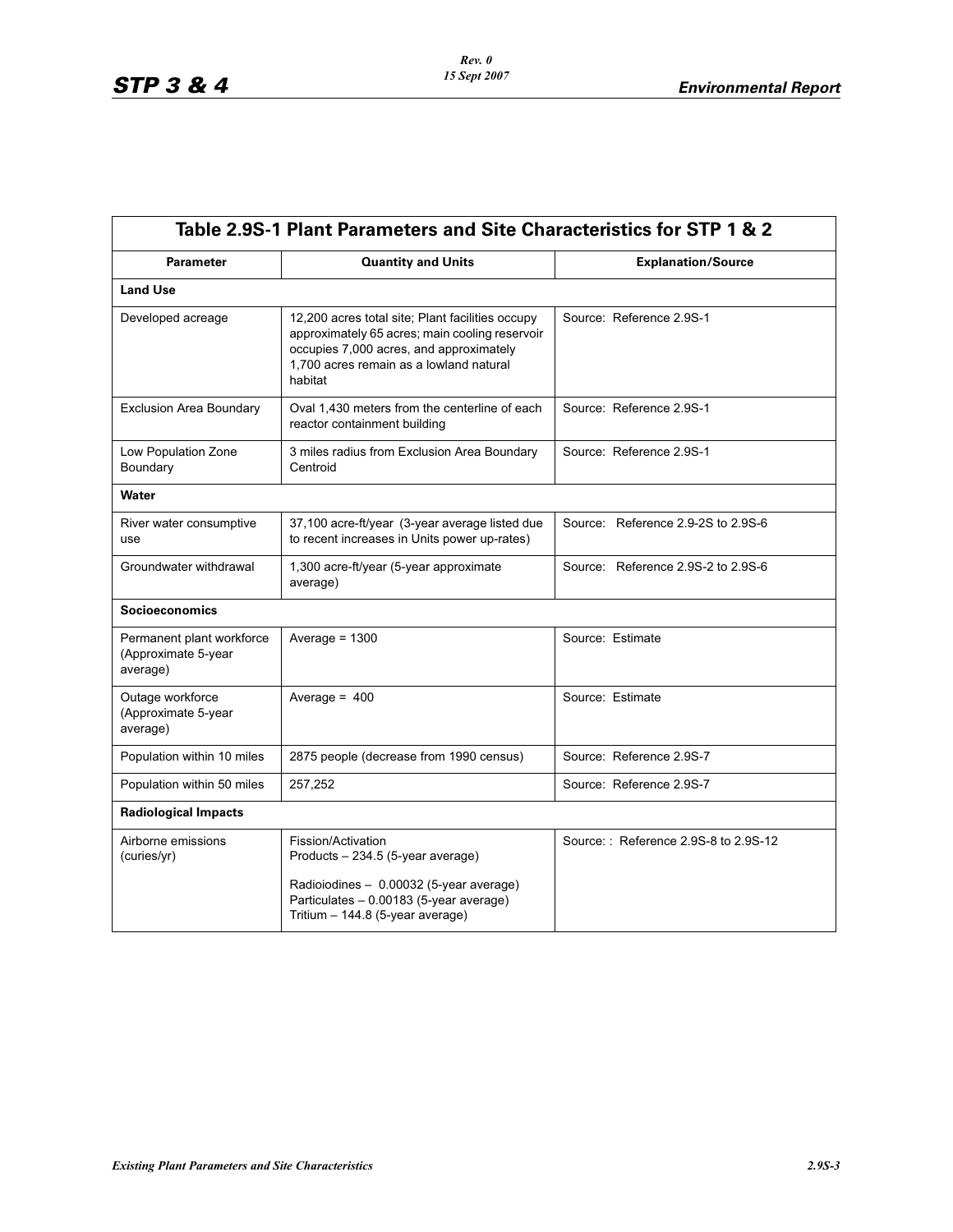**Table 2.9S-1 Plant Parameters and Site Characteristics for STP 1 & 2**

| Parameter | Quantity and Units | Explanation/Source |
|---|---|---|
| **Land Use** | | |
| Developed acreage | 12,200 acres total site; Plant facilities occupy approximately 65 acres; main cooling reservoir occupies 7,000 acres, and approximately 1,700 acres remain as a lowland natural habitat | Source: Reference 2.9S-1 |
| Exclusion Area Boundary | Oval 1,430 meters from the centerline of each reactor containment building | Source: Reference 2.9S-1 |
| Low Population Zone Boundary | 3 miles radius from Exclusion Area Boundary Centroid | Source: Reference 2.9S-1 |
| **Water** | | |
| River water consumptive use | 37,100 acre-ft/year (3-year average listed due to recent increases in Units power up-rates) | Source: Reference 2.9-2S to 2.9S-6 |
| Groundwater withdrawal | 1,300 acre-ft/year (5-year approximate average) | Source: Reference 2.9S-2 to 2.9S-6 |
| **Socioeconomics** | | |
| Permanent plant workforce (Approximate 5-year average) | Average = 1300 | Source: Estimate |
| Outage workforce (Approximate 5-year average) | Average = 400 | Source: Estimate |
| Population within 10 miles | 2875 people (decrease from 1990 census) | Source: Reference 2.9S-7 |
| Population within 50 miles | 257,252 | Source: Reference 2.9S-7 |
| **Radiological Impacts** | | |
| Airborne emissions (curies/yr) | Fission/Activation Products – 234.5 (5-year average)<br><br>Radioiodines – 0.00032 (5-year average)<br>Particulates – 0.00183 (5-year average)<br>Tritium – 144.8 (5-year average) | Source: : Reference 2.9S-8 to 2.9S-12 |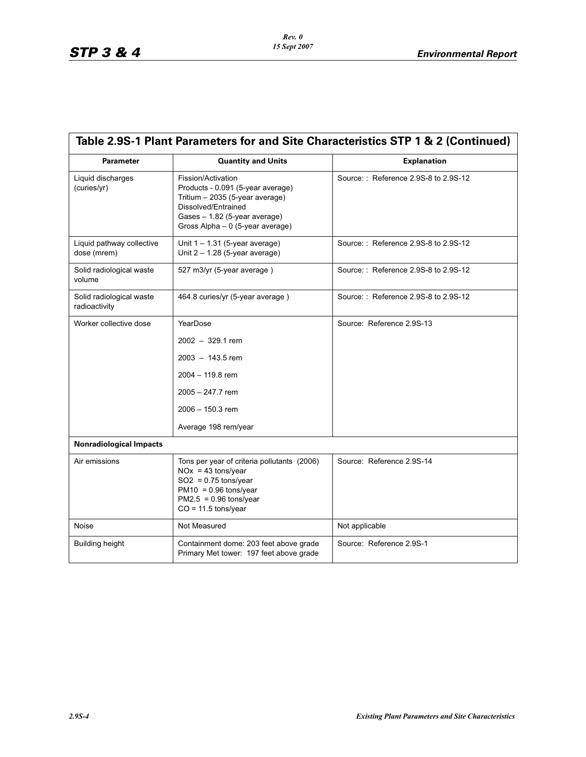## Table 2.9S-1 Plant Parameters for and Site Characteristics STP 1 & 2 (Continued)

| Parameter | Quantity and Units | Explanation |
|---|---|---|
| Liquid discharges (curies/yr) | Fission/Activation Products - 0.091 (5-year average)<br>Tritium – 2035 (5-year average)<br>Dissolved/Entrained Gases – 1.82 (5-year average)<br>Gross Alpha – 0 (5-year average) | Source: : Reference 2.9S-8 to 2.9S-12 |
| Liquid pathway collective dose (mrem) | Unit 1 – 1.31 (5-year average)<br>Unit 2 – 1.28 (5-year average) | Source: : Reference 2.9S-8 to 2.9S-12 |
| Solid radiological waste volume | 527 m3/yr (5-year average ) | Source: : Reference 2.9S-8 to 2.9S-12 |
| Solid radiological waste radioactivity | 464.8 curies/yr (5-year average ) | Source: : Reference 2.9S-8 to 2.9S-12 |
| Worker collective dose | YearDose<br>2002 – 329.1 rem<br>2003 – 143.5 rem<br>2004 – 119.8 rem<br>2005 – 247.7 rem<br>2006 – 150.3 rem<br>Average 198 rem/year | Source: Reference 2.9S-13 |
| **Nonradiological Impacts** | | |
| Air emissions | Tons per year of criteria pollutants (2006)<br>NOx = 43 tons/year<br>SO2 = 0.75 tons/year<br>PM10 = 0.96 tons/year<br>PM2.5 = 0.96 tons/year<br>CO = 11.5 tons/year | Source: Reference 2.9S-14 |
| Noise | Not Measured | Not applicable |
| Building height | Containment dome: 203 feet above grade<br>Primary Met tower: 197 feet above grade | Source: Reference 2.9S-1 |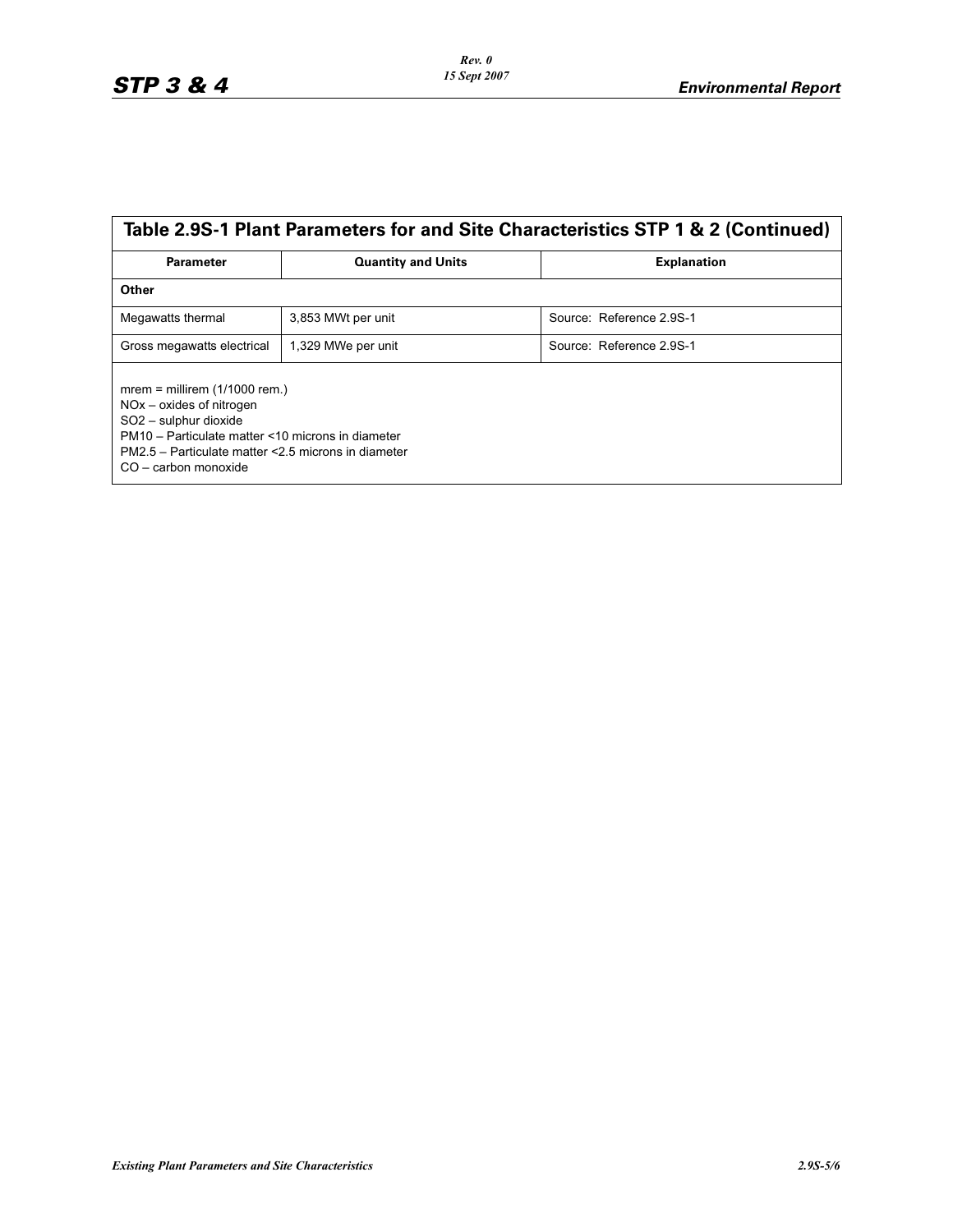## Table 2.9S-1 Plant Parameters for and Site Characteristics STP 1 & 2 (Continued)

| Parameter | Quantity and Units | Explanation |
| --- | --- | --- |
| **Other** | | |
| Megawatts thermal | 3,853 MWt per unit | Source: Reference 2.9S-1 |
| Gross megawatts electrical | 1,329 MWe per unit | Source: Reference 2.9S-1 |

mrem = millirem (1/1000 rem.)
NOx – oxides of nitrogen
SO2 – sulphur dioxide
PM10 – Particulate matter <10 microns in diameter
PM2.5 – Particulate matter <2.5 microns in diameter
CO – carbon monoxide